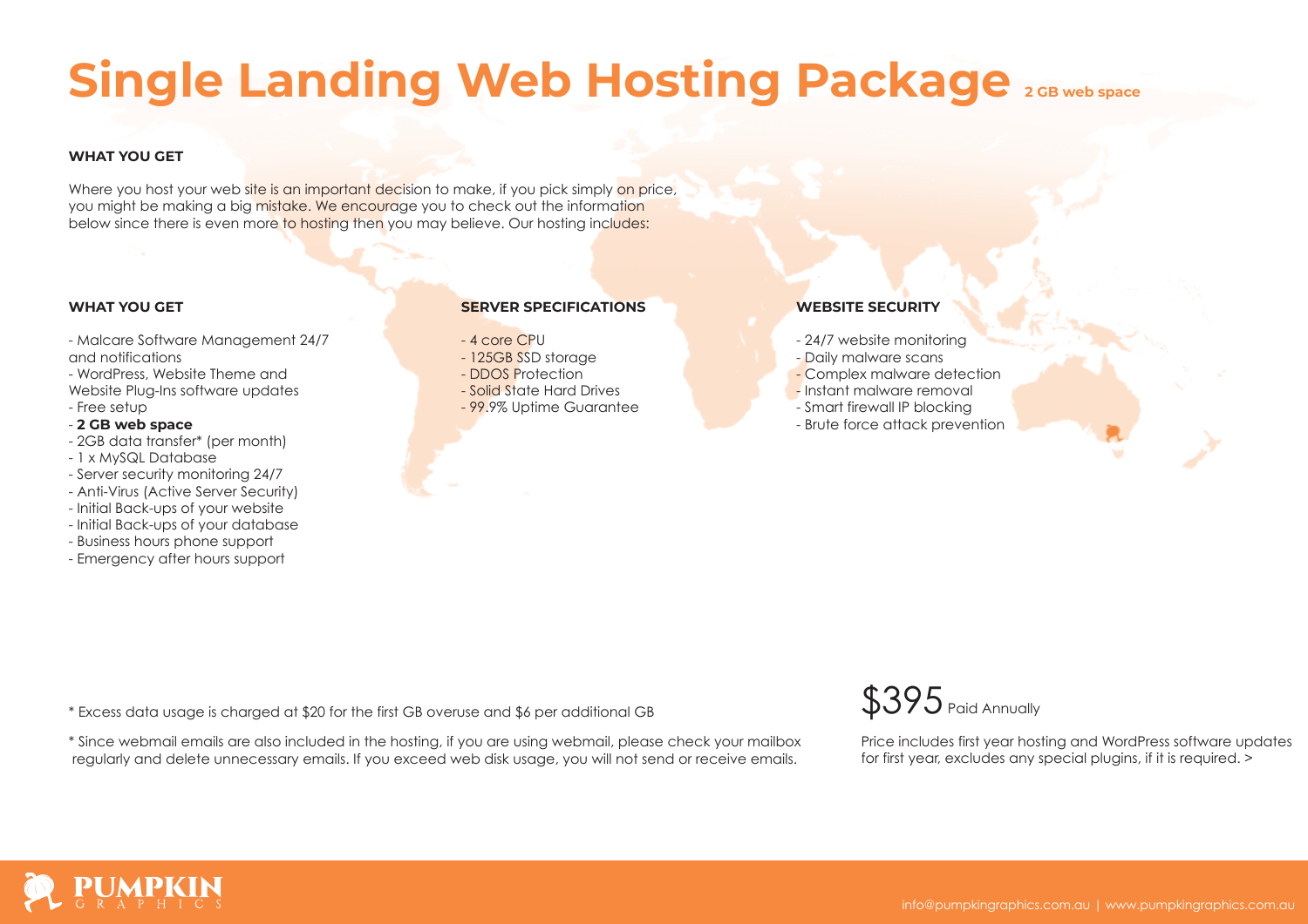# Single Landing Web Hosting Package **2 GB web space**

**WHAT YOU GET**

Where you host your web site is an important decision to make, if you pick simply on price, you might be making a big mistake. We encourage you to check out the information below since there is even more to hosting then you may believe. Our hosting includes:

**WHAT YOU GET**

- Malcare Software Management 24/7 and notifications
- WordPress, Website Theme and Website Plug-Ins software updates
- Free setup
- **2 GB web space**
- 2GB data transfer* (per month)
- 1 x MySQL Database
- Server security monitoring 24/7
- Anti-Virus (Active Server Security)
- Initial Back-ups of your website
- Initial Back-ups of your database
- Business hours phone support
- Emergency after hours support

**SERVER SPECIFICATIONS**

- 4 core CPU
- 125GB SSD storage
- DDOS Protection
- Solid State Hard Drives
- 99.9% Uptime Guarantee

**WEBSITE SECURITY**

- 24/7 website monitoring
- Daily malware scans
- Complex malware detection
- Instant malware removal
- Smart firewall IP blocking
- Brute force attack prevention

\* Excess data usage is charged at $20 for the first GB overuse and $6 per additional GB

\* Since webmail emails are also included in the hosting, if you are using webmail, please check your mailbox regularly and delete unnecessary emails. If you exceed web disk usage, you will not send or receive emails.

$395 Paid Annually

Price includes first year hosting and WordPress software updates for first year, excludes any special plugins, if it is required. >

PUMPKIN GRAPHICS

info@pumpkingraphics.com.au | www.pumpkingraphics.com.au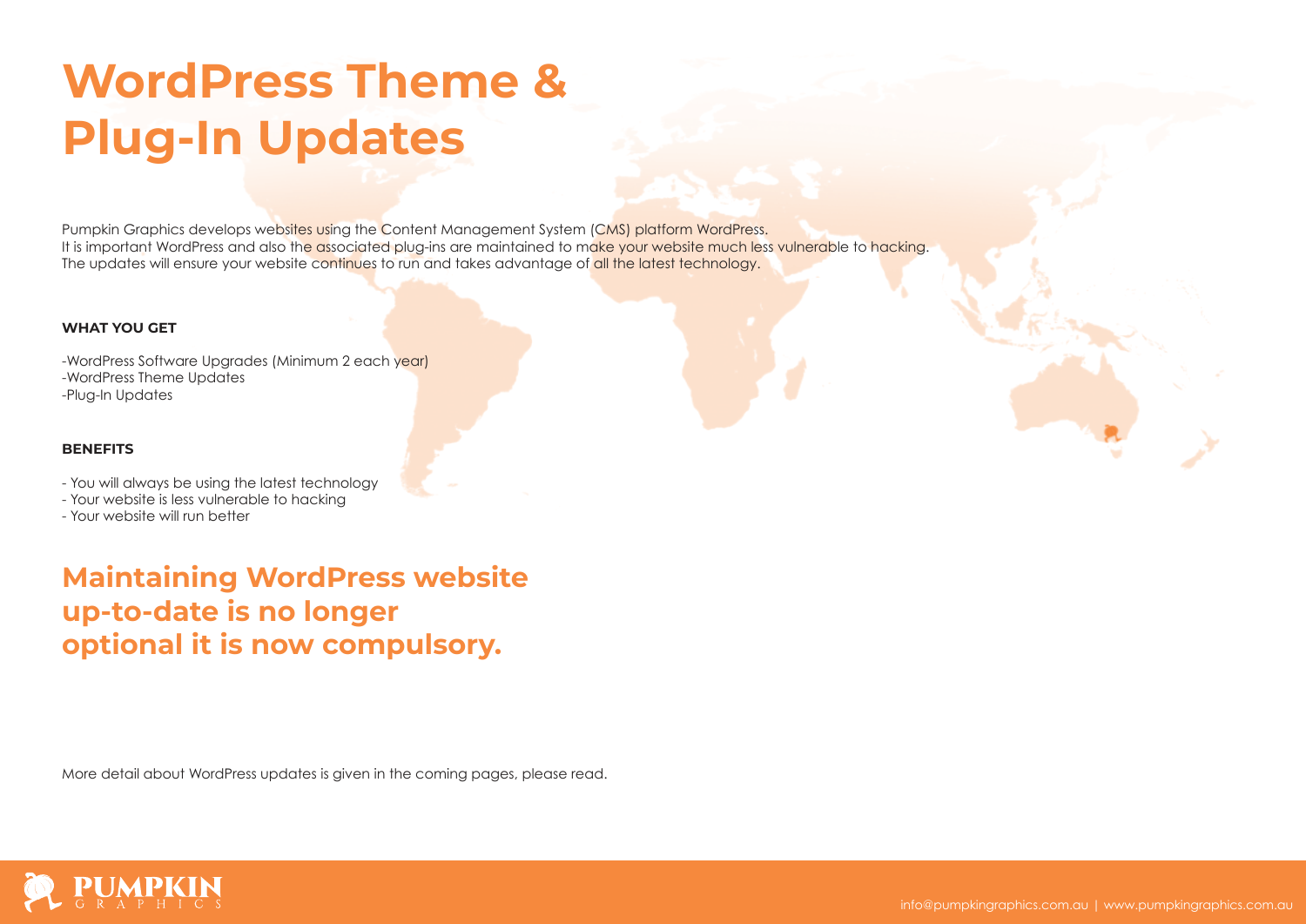# WordPress Theme & Plug-In Updates

Pumpkin Graphics develops websites using the Content Management System (CMS) platform WordPress.
It is important WordPress and also the associated plug-ins are maintained to make your website much less vulnerable to hacking.
The updates will ensure your website continues to run and takes advantage of all the latest technology.

**WHAT YOU GET**

-WordPress Software Upgrades (Minimum 2 each year)
-WordPress Theme Updates
-Plug-In Updates

**BENEFITS**

- You will always be using the latest technology
- Your website is less vulnerable to hacking
- Your website will run better

## Maintaining WordPress website up-to-date is no longer optional it is now compulsory.

More detail about WordPress updates is given in the coming pages, please read.

PUMPKIN GRAPHICS

info@pumpkingraphics.com.au | www.pumpkingraphics.com.au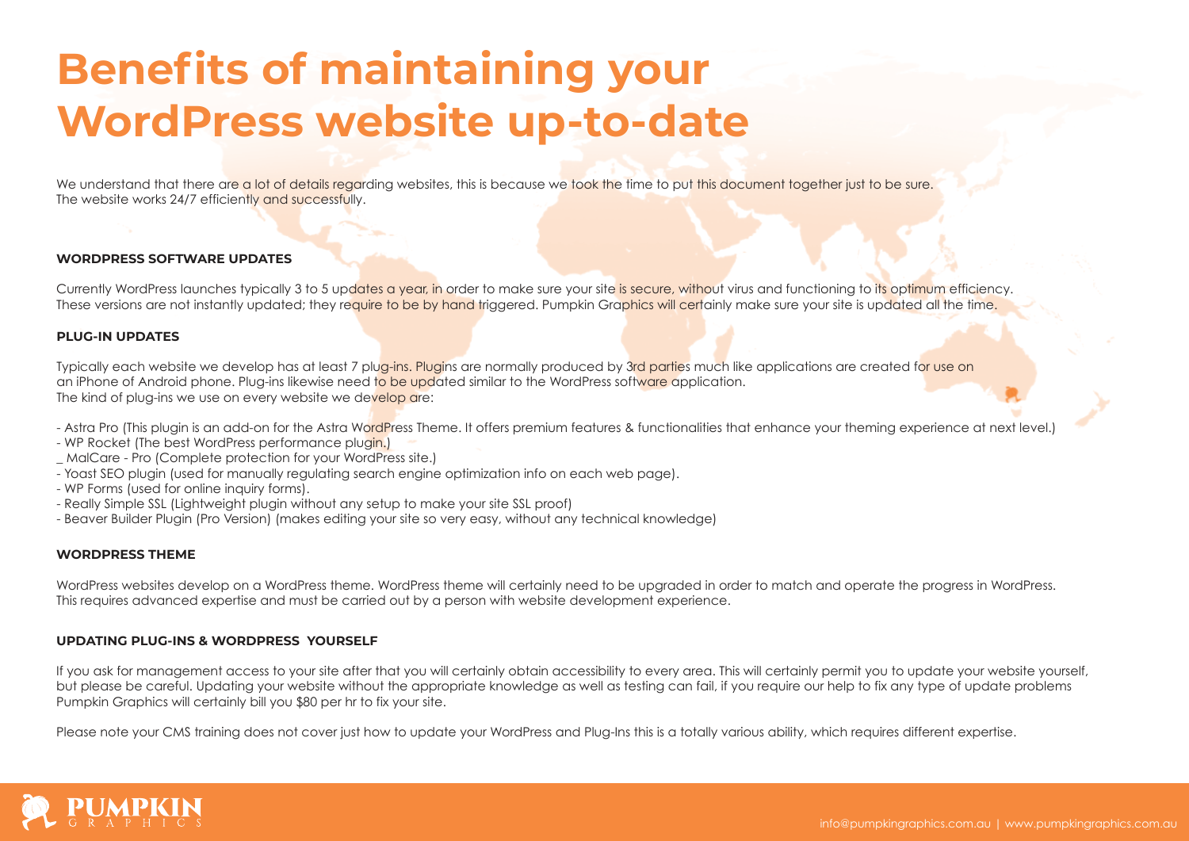# Benefits of maintaining your WordPress website up-to-date

We understand that there are a lot of details regarding websites, this is because we took the time to put this document together just to be sure.
The website works 24/7 efficiently and successfully.

**WORDPRESS SOFTWARE UPDATES**

Currently WordPress launches typically 3 to 5 updates a year, in order to make sure your site is secure, without virus and functioning to its optimum efficiency.
These versions are not instantly updated; they require to be by hand triggered. Pumpkin Graphics will certainly make sure your site is updated all the time.

**PLUG-IN UPDATES**

Typically each website we develop has at least 7 plug-ins. Plugins are normally produced by 3rd parties much like applications are created for use on an iPhone of Android phone. Plug-ins likewise need to be updated similar to the WordPress software application.
The kind of plug-ins we use on every website we develop are:

- Astra Pro (This plugin is an add-on for the Astra WordPress Theme. It offers premium features & functionalities that enhance your theming experience at next level.)
- WP Rocket (The best WordPress performance plugin.)
_ MalCare - Pro (Complete protection for your WordPress site.)
- Yoast SEO plugin (used for manually regulating search engine optimization info on each web page).
- WP Forms (used for online inquiry forms).
- Really Simple SSL (Lightweight plugin without any setup to make your site SSL proof)
- Beaver Builder Plugin (Pro Version) (makes editing your site so very easy, without any technical knowledge)

**WORDPRESS THEME**

WordPress websites develop on a WordPress theme. WordPress theme will certainly need to be upgraded in order to match and operate the progress in WordPress.
This requires advanced expertise and must be carried out by a person with website development experience.

**UPDATING PLUG-INS & WORDPRESS YOURSELF**

If you ask for management access to your site after that you will certainly obtain accessibility to every area. This will certainly permit you to update your website yourself, but please be careful. Updating your website without the appropriate knowledge as well as testing can fail, if you require our help to fix any type of update problems Pumpkin Graphics will certainly bill you $80 per hr to fix your site.

Please note your CMS training does not cover just how to update your WordPress and Plug-Ins this is a totally various ability, which requires different expertise.

PUMPKIN GRAPHICS

info@pumpkingraphics.com.au | www.pumpkingraphics.com.au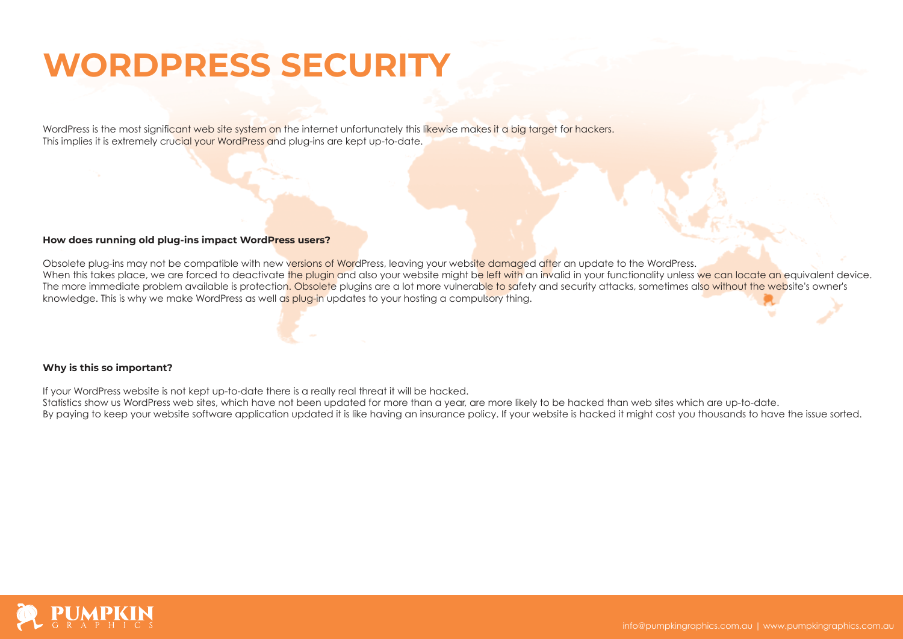# WORDPRESS SECURITY

WordPress is the most significant web site system on the internet unfortunately this likewise makes it a big target for hackers.
This implies it is extremely crucial your WordPress and plug-ins are kept up-to-date.

**How does running old plug-ins impact WordPress users?**

Obsolete plug-ins may not be compatible with new versions of WordPress, leaving your website damaged after an update to the WordPress.
When this takes place, we are forced to deactivate the plugin and also your website might be left with an invalid in your functionality unless we can locate an equivalent device.
The more immediate problem available is protection. Obsolete plugins are a lot more vulnerable to safety and security attacks, sometimes also without the website's owner's knowledge. This is why we make WordPress as well as plug-in updates to your hosting a compulsory thing.

**Why is this so important?**

If your WordPress website is not kept up-to-date there is a really real threat it will be hacked.
Statistics show us WordPress web sites, which have not been updated for more than a year, are more likely to be hacked than web sites which are up-to-date.
By paying to keep your website software application updated it is like having an insurance policy. If your website is hacked it might cost you thousands to have the issue sorted.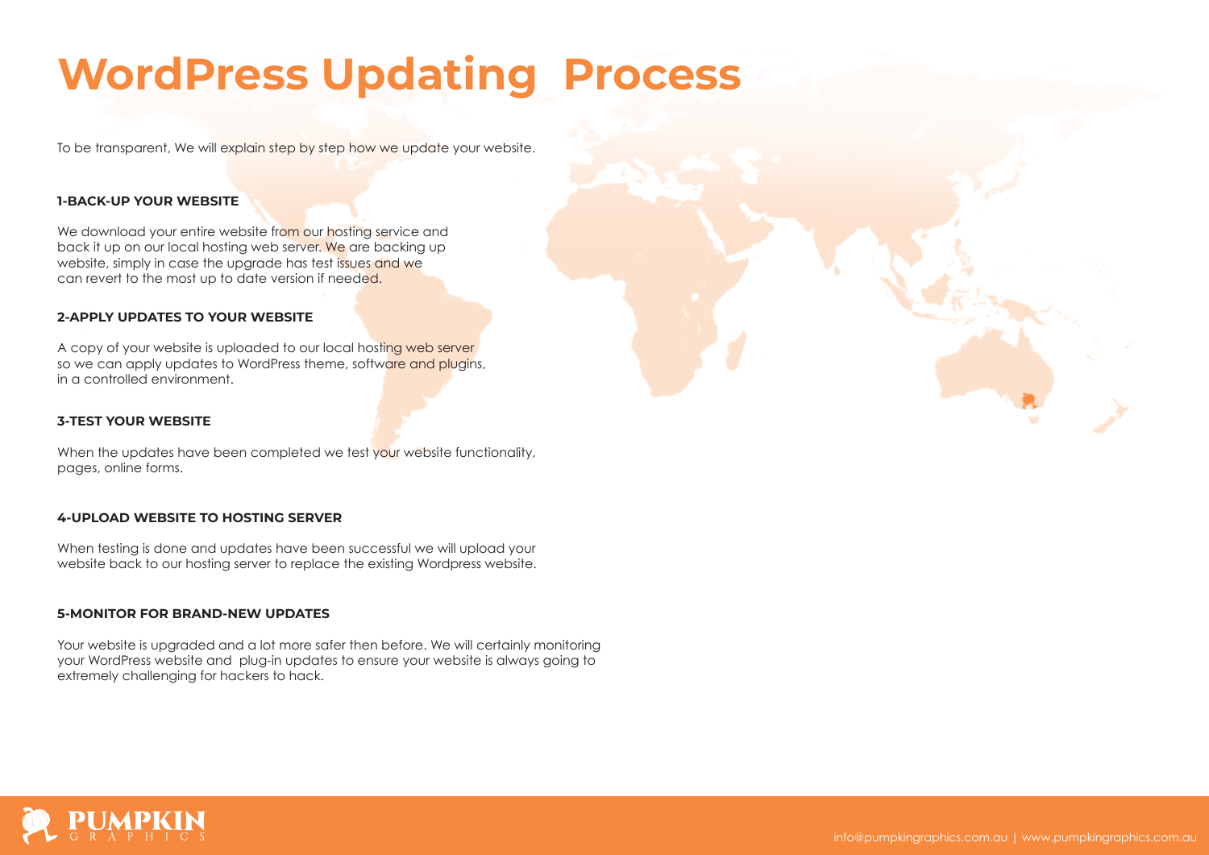# WordPress Updating  Process

To be transparent, We will explain step by step how we update your website.

### 1-BACK-UP YOUR WEBSITE

We download your entire website from our hosting service and back it up on our local hosting web server. We are backing up website, simply in case the upgrade has test issues and we can revert to the most up to date version if needed.

### 2-APPLY UPDATES TO YOUR WEBSITE

A copy of your website is uploaded to our local hosting web server so we can apply updates to WordPress theme, software and plugins, in a controlled environment.

### 3-TEST YOUR WEBSITE

When the updates have been completed we test your website functionality, pages, online forms.

### 4-UPLOAD WEBSITE TO HOSTING SERVER

When testing is done and updates have been successful we will upload your website back to our hosting server to replace the existing Wordpress website.

### 5-MONITOR FOR BRAND-NEW UPDATES

Your website is upgraded and a lot more safer then before. We will certainly monitoring your WordPress website and  plug-in updates to ensure your website is always going to extremely challenging for hackers to hack.

PUMPKIN GRAPHICS

info@pumpkingraphics.com.au | www.pumpkingraphics.com.au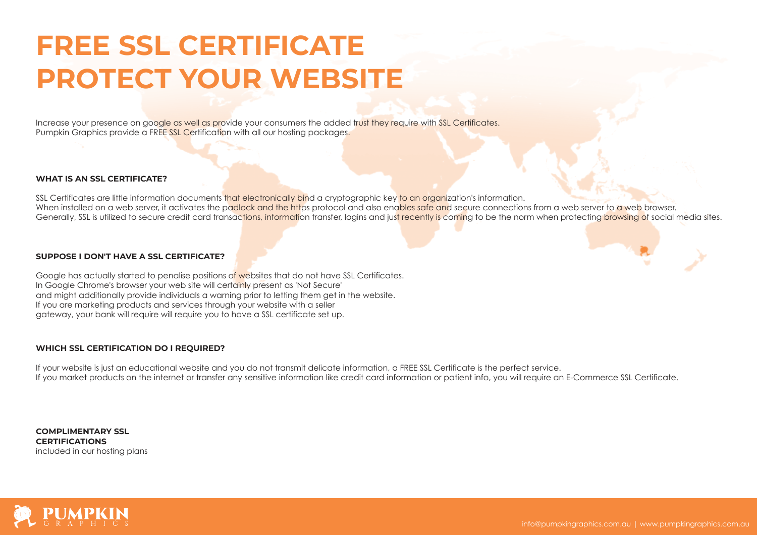# FREE SSL CERTIFICATE PROTECT YOUR WEBSITE

Increase your presence on google as well as provide your consumers the added trust they require with SSL Certificates.
Pumpkin Graphics provide a FREE SSL Certification with all our hosting packages.

### WHAT IS AN SSL CERTIFICATE?

SSL Certificates are little information documents that electronically bind a cryptographic key to an organization's information.
When installed on a web server, it activates the padlock and the https protocol and also enables safe and secure connections from a web server to a web browser.
Generally, SSL is utilized to secure credit card transactions, information transfer, logins and just recently is coming to be the norm when protecting browsing of social media sites.

### SUPPOSE I DON'T HAVE A SSL CERTIFICATE?

Google has actually started to penalise positions of websites that do not have SSL Certificates.
In Google Chrome's browser your web site will certainly present as 'Not Secure'
and might additionally provide individuals a warning prior to letting them get in the website.
If you are marketing products and services through your website with a seller
gateway, your bank will require will require you to have a SSL certificate set up.

### WHICH SSL CERTIFICATION DO I REQUIRED?

If your website is just an educational website and you do not transmit delicate information, a FREE SSL Certificate is the perfect service.
If you market products on the internet or transfer any sensitive information like credit card information or patient info, you will require an E-Commerce SSL Certificate.

**COMPLIMENTARY SSL CERTIFICATIONS**
included in our hosting plans

PUMPKIN GRAPHICS

info@pumpkingraphics.com.au | www.pumpkingraphics.com.au